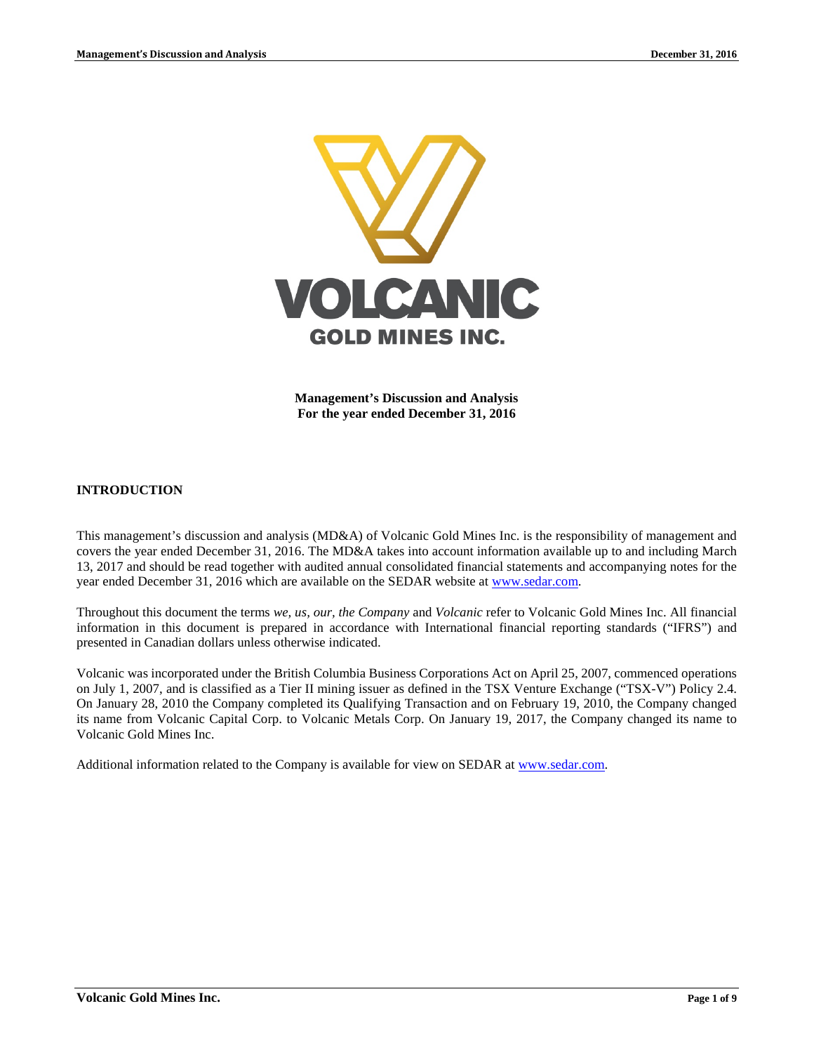**Management's Discussion and Analysis**
**For the year ended December 31, 2016**

## INTRODUCTION

This management's discussion and analysis (MD&A) of Volcanic Gold Mines Inc. is the responsibility of management and covers the year ended December 31, 2016. The MD&A takes into account information available up to and including March 13, 2017 and should be read together with audited annual consolidated financial statements and accompanying notes for the year ended December 31, 2016 which are available on the SEDAR website at www.sedar.com.

Throughout this document the terms *we, us, our, the Company* and *Volcanic* refer to Volcanic Gold Mines Inc. All financial information in this document is prepared in accordance with International financial reporting standards ("IFRS") and presented in Canadian dollars unless otherwise indicated.

Volcanic was incorporated under the British Columbia Business Corporations Act on April 25, 2007, commenced operations on July 1, 2007, and is classified as a Tier II mining issuer as defined in the TSX Venture Exchange ("TSX-V") Policy 2.4. On January 28, 2010 the Company completed its Qualifying Transaction and on February 19, 2010, the Company changed its name from Volcanic Capital Corp. to Volcanic Metals Corp. On January 19, 2017, the Company changed its name to Volcanic Gold Mines Inc.

Additional information related to the Company is available for view on SEDAR at www.sedar.com.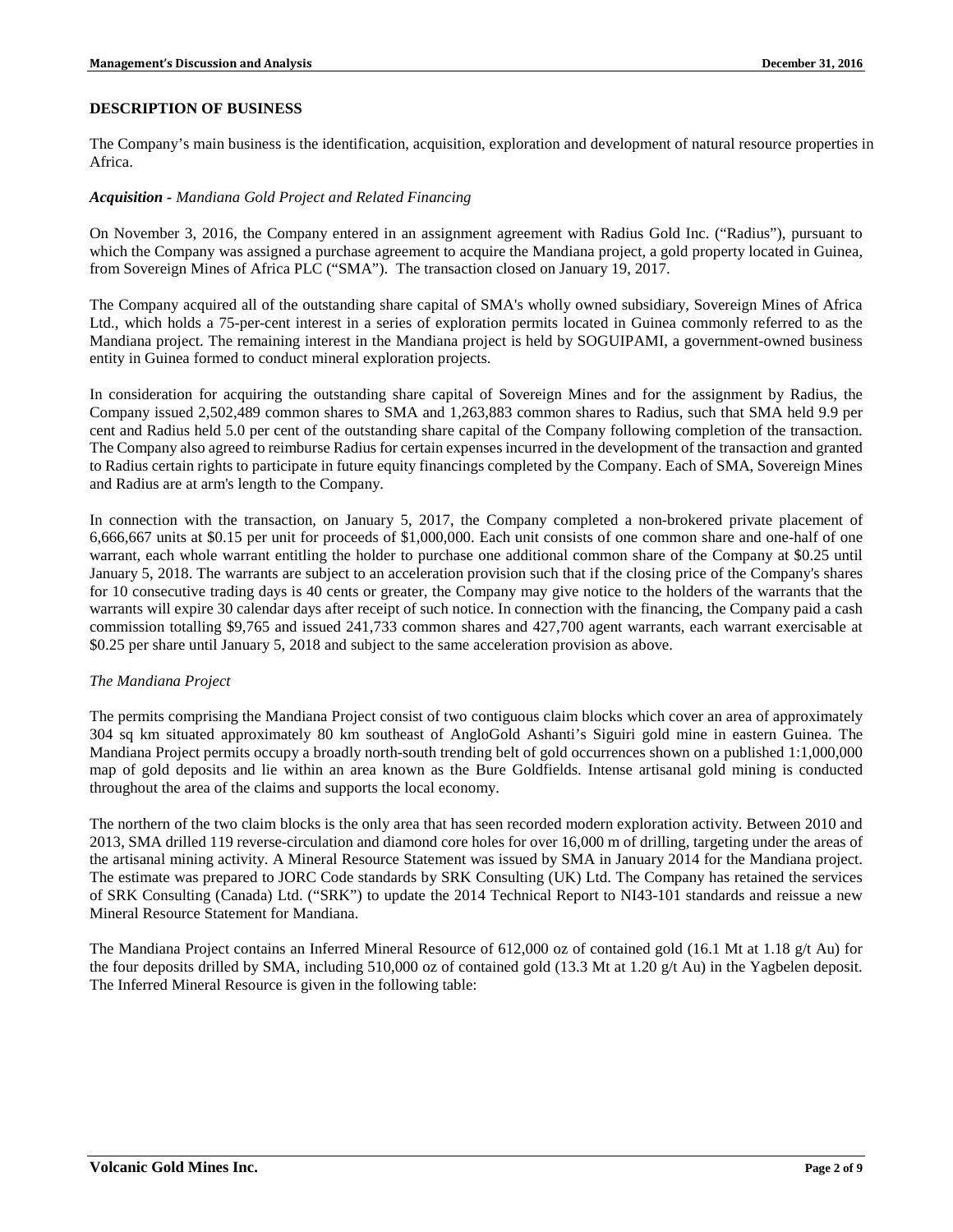## DESCRIPTION OF BUSINESS

The Company's main business is the identification, acquisition, exploration and development of natural resource properties in Africa.

***Acquisition -** Mandiana Gold Project and Related Financing*

On November 3, 2016, the Company entered in an assignment agreement with Radius Gold Inc. ("Radius"), pursuant to which the Company was assigned a purchase agreement to acquire the Mandiana project, a gold property located in Guinea, from Sovereign Mines of Africa PLC ("SMA"). The transaction closed on January 19, 2017.

The Company acquired all of the outstanding share capital of SMA's wholly owned subsidiary, Sovereign Mines of Africa Ltd., which holds a 75-per-cent interest in a series of exploration permits located in Guinea commonly referred to as the Mandiana project. The remaining interest in the Mandiana project is held by SOGUIPAMI, a government-owned business entity in Guinea formed to conduct mineral exploration projects.

In consideration for acquiring the outstanding share capital of Sovereign Mines and for the assignment by Radius, the Company issued 2,502,489 common shares to SMA and 1,263,883 common shares to Radius, such that SMA held 9.9 per cent and Radius held 5.0 per cent of the outstanding share capital of the Company following completion of the transaction. The Company also agreed to reimburse Radius for certain expenses incurred in the development of the transaction and granted to Radius certain rights to participate in future equity financings completed by the Company. Each of SMA, Sovereign Mines and Radius are at arm's length to the Company.

In connection with the transaction, on January 5, 2017, the Company completed a non-brokered private placement of 6,666,667 units at $0.15 per unit for proceeds of $1,000,000. Each unit consists of one common share and one-half of one warrant, each whole warrant entitling the holder to purchase one additional common share of the Company at $0.25 until January 5, 2018. The warrants are subject to an acceleration provision such that if the closing price of the Company's shares for 10 consecutive trading days is 40 cents or greater, the Company may give notice to the holders of the warrants that the warrants will expire 30 calendar days after receipt of such notice. In connection with the financing, the Company paid a cash commission totalling $9,765 and issued 241,733 common shares and 427,700 agent warrants, each warrant exercisable at $0.25 per share until January 5, 2018 and subject to the same acceleration provision as above.

*The Mandiana Project*

The permits comprising the Mandiana Project consist of two contiguous claim blocks which cover an area of approximately 304 sq km situated approximately 80 km southeast of AngloGold Ashanti's Siguiri gold mine in eastern Guinea. The Mandiana Project permits occupy a broadly north-south trending belt of gold occurrences shown on a published 1:1,000,000 map of gold deposits and lie within an area known as the Bure Goldfields. Intense artisanal gold mining is conducted throughout the area of the claims and supports the local economy.

The northern of the two claim blocks is the only area that has seen recorded modern exploration activity. Between 2010 and 2013, SMA drilled 119 reverse-circulation and diamond core holes for over 16,000 m of drilling, targeting under the areas of the artisanal mining activity. A Mineral Resource Statement was issued by SMA in January 2014 for the Mandiana project. The estimate was prepared to JORC Code standards by SRK Consulting (UK) Ltd. The Company has retained the services of SRK Consulting (Canada) Ltd. ("SRK") to update the 2014 Technical Report to NI43-101 standards and reissue a new Mineral Resource Statement for Mandiana.

The Mandiana Project contains an Inferred Mineral Resource of 612,000 oz of contained gold (16.1 Mt at 1.18 g/t Au) for the four deposits drilled by SMA, including 510,000 oz of contained gold (13.3 Mt at 1.20 g/t Au) in the Yagbelen deposit. The Inferred Mineral Resource is given in the following table: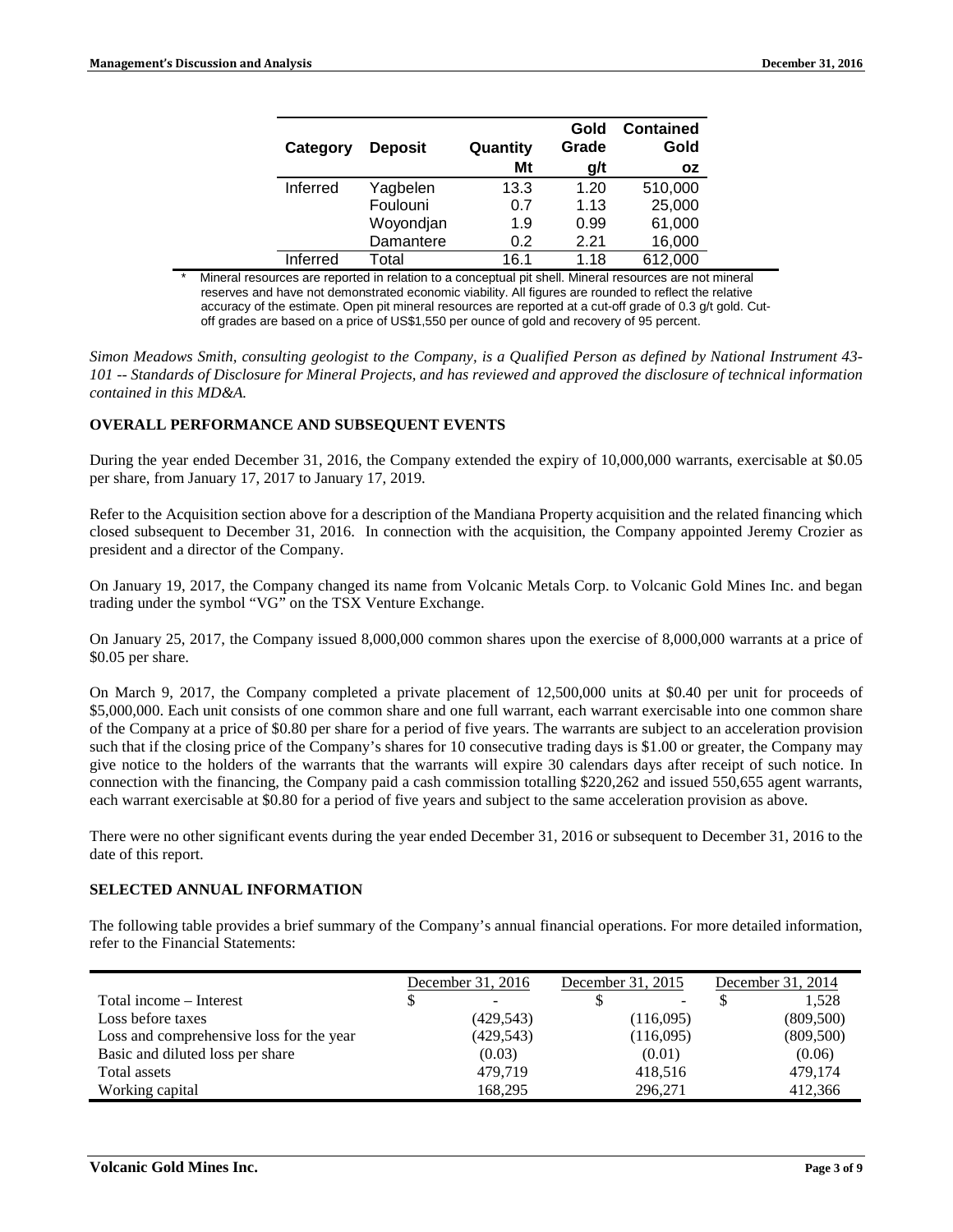| Category | Deposit | Quantity | Gold Grade | Contained Gold |
|---|---|---|---|---|
| | | Mt | g/t | oz |
| Inferred | Yagbelen | 13.3 | 1.20 | 510,000 |
| | Foulouni | 0.7 | 1.13 | 25,000 |
| | Woyondjan | 1.9 | 0.99 | 61,000 |
| | Damantere | 0.2 | 2.21 | 16,000 |
| Inferred | Total | 16.1 | 1.18 | 612,000 |

\* Mineral resources are reported in relation to a conceptual pit shell. Mineral resources are not mineral reserves and have not demonstrated economic viability. All figures are rounded to reflect the relative accuracy of the estimate. Open pit mineral resources are reported at a cut-off grade of 0.3 g/t gold. Cut-off grades are based on a price of US$1,550 per ounce of gold and recovery of 95 percent.

*Simon Meadows Smith, consulting geologist to the Company, is a Qualified Person as defined by National Instrument 43-101 -- Standards of Disclosure for Mineral Projects, and has reviewed and approved the disclosure of technical information contained in this MD&A.*

## OVERALL PERFORMANCE AND SUBSEQUENT EVENTS

During the year ended December 31, 2016, the Company extended the expiry of 10,000,000 warrants, exercisable at $0.05 per share, from January 17, 2017 to January 17, 2019.

Refer to the Acquisition section above for a description of the Mandiana Property acquisition and the related financing which closed subsequent to December 31, 2016. In connection with the acquisition, the Company appointed Jeremy Crozier as president and a director of the Company.

On January 19, 2017, the Company changed its name from Volcanic Metals Corp. to Volcanic Gold Mines Inc. and began trading under the symbol "VG" on the TSX Venture Exchange.

On January 25, 2017, the Company issued 8,000,000 common shares upon the exercise of 8,000,000 warrants at a price of $0.05 per share.

On March 9, 2017, the Company completed a private placement of 12,500,000 units at $0.40 per unit for proceeds of $5,000,000. Each unit consists of one common share and one full warrant, each warrant exercisable into one common share of the Company at a price of $0.80 per share for a period of five years. The warrants are subject to an acceleration provision such that if the closing price of the Company's shares for 10 consecutive trading days is $1.00 or greater, the Company may give notice to the holders of the warrants that the warrants will expire 30 calendars days after receipt of such notice. In connection with the financing, the Company paid a cash commission totalling $220,262 and issued 550,655 agent warrants, each warrant exercisable at $0.80 for a period of five years and subject to the same acceleration provision as above.

There were no other significant events during the year ended December 31, 2016 or subsequent to December 31, 2016 to the date of this report.

## SELECTED ANNUAL INFORMATION

The following table provides a brief summary of the Company's annual financial operations. For more detailed information, refer to the Financial Statements:

| | December 31, 2016 | December 31, 2015 | December 31, 2014 |
|---|---|---|---|
| Total income – Interest | $ - | $ - | $ 1,528 |
| Loss before taxes | (429,543) | (116,095) | (809,500) |
| Loss and comprehensive loss for the year | (429,543) | (116,095) | (809,500) |
| Basic and diluted loss per share | (0.03) | (0.01) | (0.06) |
| Total assets | 479,719 | 418,516 | 479,174 |
| Working capital | 168,295 | 296,271 | 412,366 |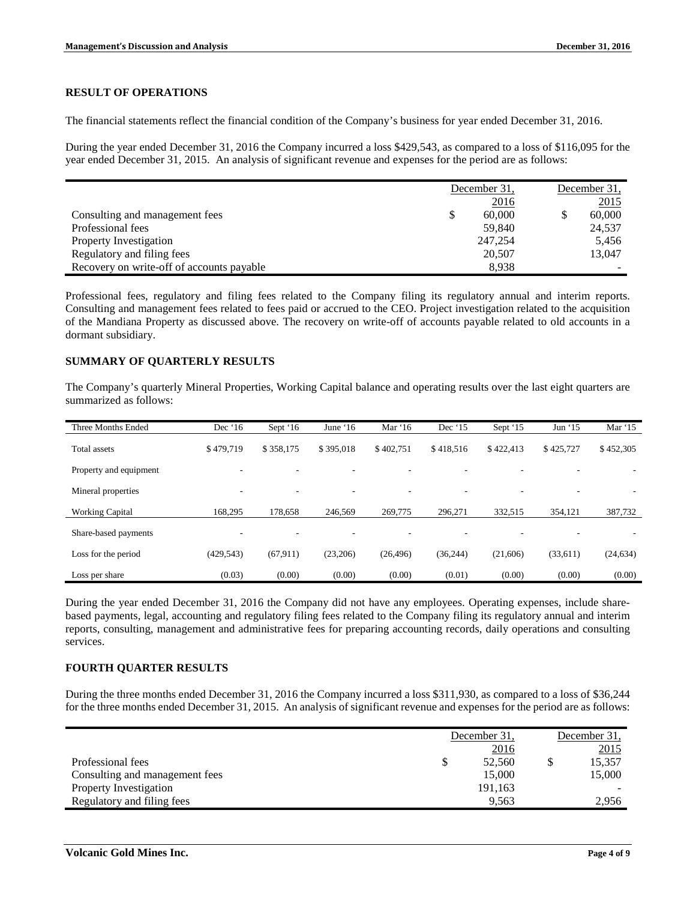## RESULT OF OPERATIONS

The financial statements reflect the financial condition of the Company's business for year ended December 31, 2016.

During the year ended December 31, 2016 the Company incurred a loss $429,543, as compared to a loss of $116,095 for the year ended December 31, 2015. An analysis of significant revenue and expenses for the period are as follows:

| | December 31, 2016 | December 31, 2015 |
|---|---|---|
| Consulting and management fees | $ 60,000 | $ 60,000 |
| Professional fees | 59,840 | 24,537 |
| Property Investigation | 247,254 | 5,456 |
| Regulatory and filing fees | 20,507 | 13,047 |
| Recovery on write-off of accounts payable | 8,938 | - |

Professional fees, regulatory and filing fees related to the Company filing its regulatory annual and interim reports. Consulting and management fees related to fees paid or accrued to the CEO. Project investigation related to the acquisition of the Mandiana Property as discussed above. The recovery on write-off of accounts payable related to old accounts in a dormant subsidiary.

## SUMMARY OF QUARTERLY RESULTS

The Company's quarterly Mineral Properties, Working Capital balance and operating results over the last eight quarters are summarized as follows:

| Three Months Ended | Dec '16 | Sept '16 | June '16 | Mar '16 | Dec '15 | Sept '15 | Jun '15 | Mar '15 |
|---|---|---|---|---|---|---|---|---|
| Total assets | $ 479,719 | $ 358,175 | $ 395,018 | $ 402,751 | $ 418,516 | $ 422,413 | $ 425,727 | $ 452,305 |
| Property and equipment | - | - | - | - | - | - | - | - |
| Mineral properties | - | - | - | - | - | - | - | - |
| Working Capital | 168,295 | 178,658 | 246,569 | 269,775 | 296,271 | 332,515 | 354,121 | 387,732 |
| Share-based payments | - | - | - | - | - | - | - | - |
| Loss for the period | (429,543) | (67,911) | (23,206) | (26,496) | (36,244) | (21,606) | (33,611) | (24,634) |
| Loss per share | (0.03) | (0.00) | (0.00) | (0.00) | (0.01) | (0.00) | (0.00) | (0.00) |

During the year ended December 31, 2016 the Company did not have any employees. Operating expenses, include share-based payments, legal, accounting and regulatory filing fees related to the Company filing its regulatory annual and interim reports, consulting, management and administrative fees for preparing accounting records, daily operations and consulting services.

## FOURTH QUARTER RESULTS

During the three months ended December 31, 2016 the Company incurred a loss $311,930, as compared to a loss of $36,244 for the three months ended December 31, 2015. An analysis of significant revenue and expenses for the period are as follows:

| | December 31, 2016 | December 31, 2015 |
|---|---|---|
| Professional fees | $ 52,560 | $ 15,357 |
| Consulting and management fees | 15,000 | 15,000 |
| Property Investigation | 191,163 | - |
| Regulatory and filing fees | 9,563 | 2,956 |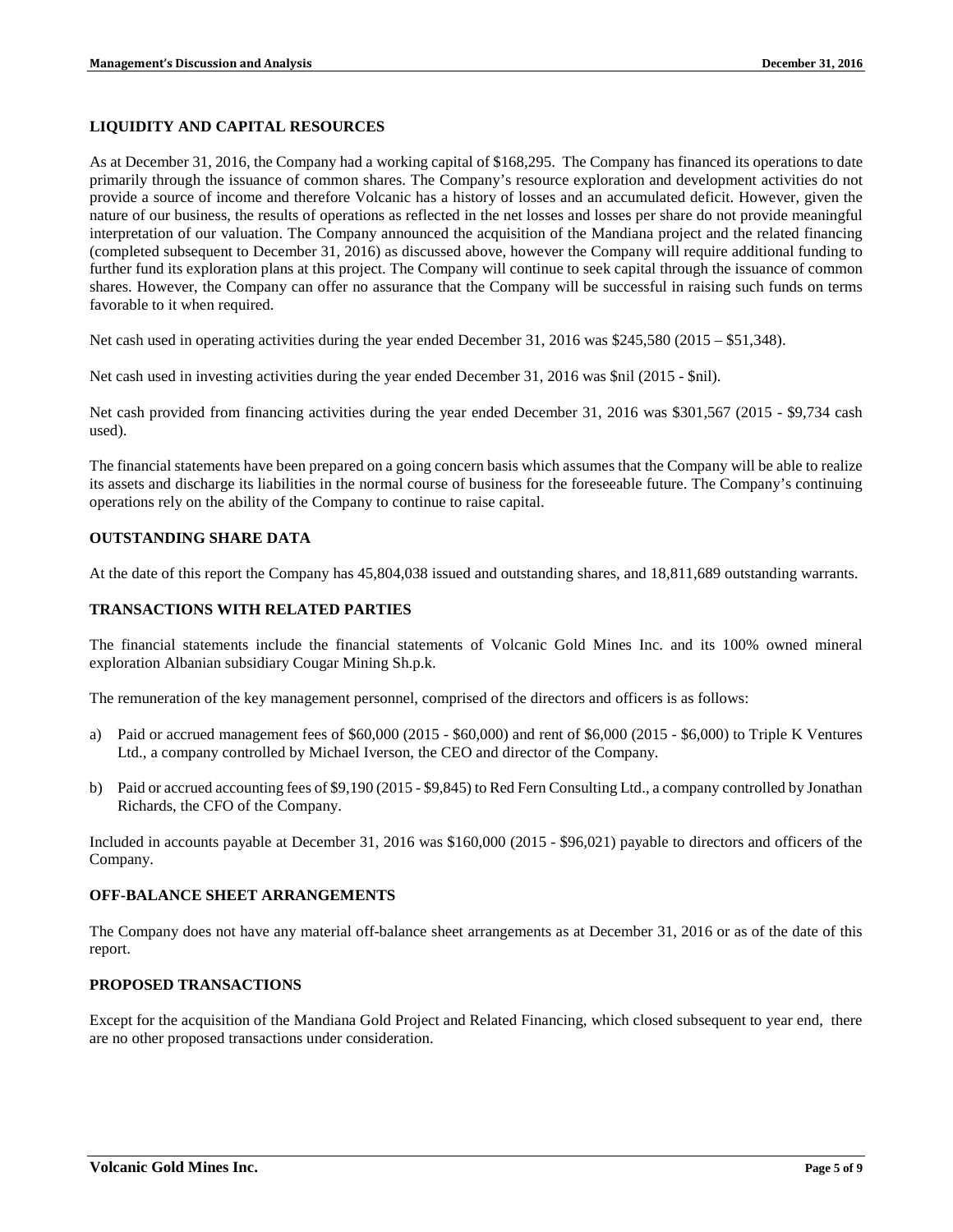## LIQUIDITY AND CAPITAL RESOURCES

As at December 31, 2016, the Company had a working capital of $168,295. The Company has financed its operations to date primarily through the issuance of common shares. The Company's resource exploration and development activities do not provide a source of income and therefore Volcanic has a history of losses and an accumulated deficit. However, given the nature of our business, the results of operations as reflected in the net losses and losses per share do not provide meaningful interpretation of our valuation. The Company announced the acquisition of the Mandiana project and the related financing (completed subsequent to December 31, 2016) as discussed above, however the Company will require additional funding to further fund its exploration plans at this project. The Company will continue to seek capital through the issuance of common shares. However, the Company can offer no assurance that the Company will be successful in raising such funds on terms favorable to it when required.

Net cash used in operating activities during the year ended December 31, 2016 was $245,580 (2015 – $51,348).

Net cash used in investing activities during the year ended December 31, 2016 was $nil (2015 - $nil).

Net cash provided from financing activities during the year ended December 31, 2016 was $301,567 (2015 - $9,734 cash used).

The financial statements have been prepared on a going concern basis which assumes that the Company will be able to realize its assets and discharge its liabilities in the normal course of business for the foreseeable future. The Company's continuing operations rely on the ability of the Company to continue to raise capital.

## OUTSTANDING SHARE DATA

At the date of this report the Company has 45,804,038 issued and outstanding shares, and 18,811,689 outstanding warrants.

## TRANSACTIONS WITH RELATED PARTIES

The financial statements include the financial statements of Volcanic Gold Mines Inc. and its 100% owned mineral exploration Albanian subsidiary Cougar Mining Sh.p.k.

The remuneration of the key management personnel, comprised of the directors and officers is as follows:

a) Paid or accrued management fees of $60,000 (2015 - $60,000) and rent of $6,000 (2015 - $6,000) to Triple K Ventures Ltd., a company controlled by Michael Iverson, the CEO and director of the Company.

b) Paid or accrued accounting fees of $9,190 (2015 - $9,845) to Red Fern Consulting Ltd., a company controlled by Jonathan Richards, the CFO of the Company.

Included in accounts payable at December 31, 2016 was $160,000 (2015 - $96,021) payable to directors and officers of the Company.

## OFF-BALANCE SHEET ARRANGEMENTS

The Company does not have any material off-balance sheet arrangements as at December 31, 2016 or as of the date of this report.

## PROPOSED TRANSACTIONS

Except for the acquisition of the Mandiana Gold Project and Related Financing, which closed subsequent to year end, there are no other proposed transactions under consideration.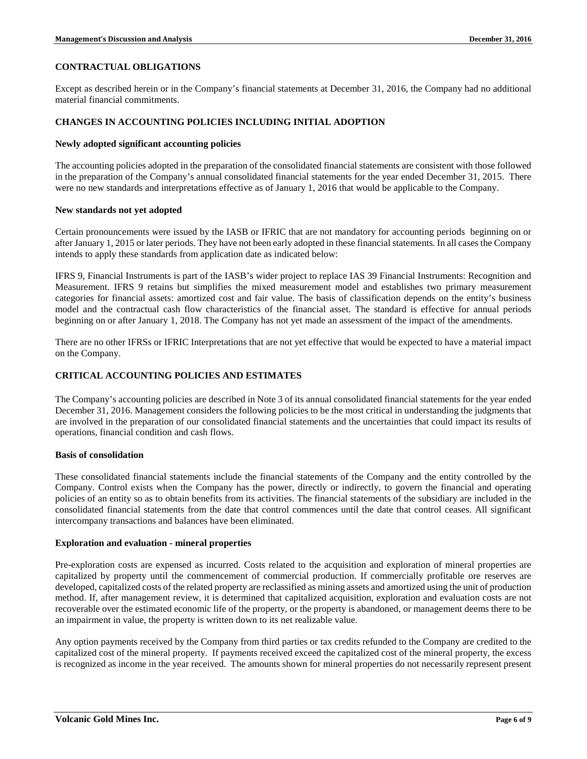## CONTRACTUAL OBLIGATIONS

Except as described herein or in the Company's financial statements at December 31, 2016, the Company had no additional material financial commitments.

## CHANGES IN ACCOUNTING POLICIES INCLUDING INITIAL ADOPTION

### Newly adopted significant accounting policies

The accounting policies adopted in the preparation of the consolidated financial statements are consistent with those followed in the preparation of the Company's annual consolidated financial statements for the year ended December 31, 2015. There were no new standards and interpretations effective as of January 1, 2016 that would be applicable to the Company.

### New standards not yet adopted

Certain pronouncements were issued by the IASB or IFRIC that are not mandatory for accounting periods beginning on or after January 1, 2015 or later periods. They have not been early adopted in these financial statements. In all cases the Company intends to apply these standards from application date as indicated below:

IFRS 9, Financial Instruments is part of the IASB's wider project to replace IAS 39 Financial Instruments: Recognition and Measurement. IFRS 9 retains but simplifies the mixed measurement model and establishes two primary measurement categories for financial assets: amortized cost and fair value. The basis of classification depends on the entity's business model and the contractual cash flow characteristics of the financial asset. The standard is effective for annual periods beginning on or after January 1, 2018. The Company has not yet made an assessment of the impact of the amendments.

There are no other IFRSs or IFRIC Interpretations that are not yet effective that would be expected to have a material impact on the Company.

## CRITICAL ACCOUNTING POLICIES AND ESTIMATES

The Company's accounting policies are described in Note 3 of its annual consolidated financial statements for the year ended December 31, 2016. Management considers the following policies to be the most critical in understanding the judgments that are involved in the preparation of our consolidated financial statements and the uncertainties that could impact its results of operations, financial condition and cash flows.

### Basis of consolidation

These consolidated financial statements include the financial statements of the Company and the entity controlled by the Company. Control exists when the Company has the power, directly or indirectly, to govern the financial and operating policies of an entity so as to obtain benefits from its activities. The financial statements of the subsidiary are included in the consolidated financial statements from the date that control commences until the date that control ceases. All significant intercompany transactions and balances have been eliminated.

### Exploration and evaluation - mineral properties

Pre-exploration costs are expensed as incurred. Costs related to the acquisition and exploration of mineral properties are capitalized by property until the commencement of commercial production. If commercially profitable ore reserves are developed, capitalized costs of the related property are reclassified as mining assets and amortized using the unit of production method. If, after management review, it is determined that capitalized acquisition, exploration and evaluation costs are not recoverable over the estimated economic life of the property, or the property is abandoned, or management deems there to be an impairment in value, the property is written down to its net realizable value.

Any option payments received by the Company from third parties or tax credits refunded to the Company are credited to the capitalized cost of the mineral property. If payments received exceed the capitalized cost of the mineral property, the excess is recognized as income in the year received. The amounts shown for mineral properties do not necessarily represent present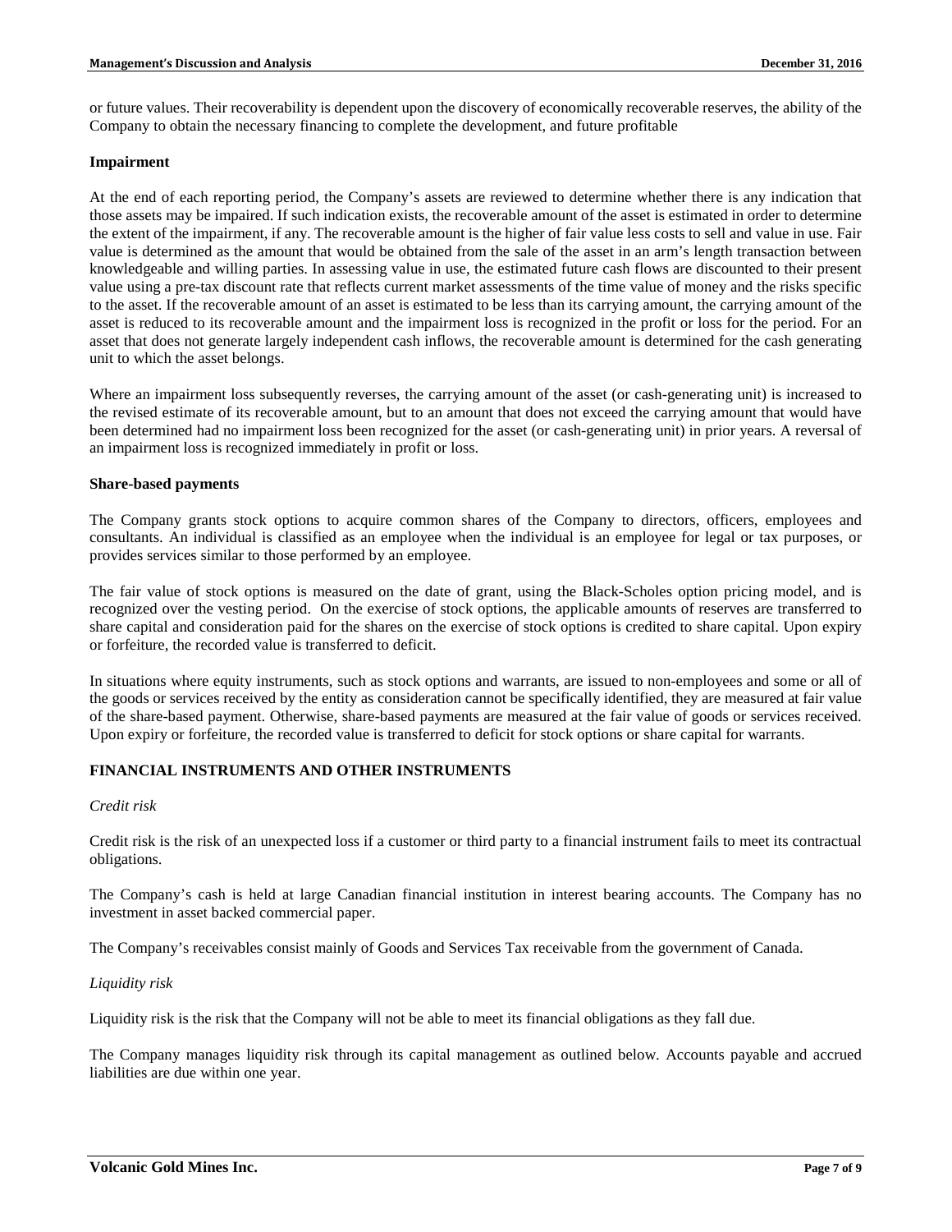or future values. Their recoverability is dependent upon the discovery of economically recoverable reserves, the ability of the Company to obtain the necessary financing to complete the development, and future profitable

**Impairment**

At the end of each reporting period, the Company's assets are reviewed to determine whether there is any indication that those assets may be impaired. If such indication exists, the recoverable amount of the asset is estimated in order to determine the extent of the impairment, if any. The recoverable amount is the higher of fair value less costs to sell and value in use. Fair value is determined as the amount that would be obtained from the sale of the asset in an arm's length transaction between knowledgeable and willing parties. In assessing value in use, the estimated future cash flows are discounted to their present value using a pre-tax discount rate that reflects current market assessments of the time value of money and the risks specific to the asset. If the recoverable amount of an asset is estimated to be less than its carrying amount, the carrying amount of the asset is reduced to its recoverable amount and the impairment loss is recognized in the profit or loss for the period. For an asset that does not generate largely independent cash inflows, the recoverable amount is determined for the cash generating unit to which the asset belongs.

Where an impairment loss subsequently reverses, the carrying amount of the asset (or cash-generating unit) is increased to the revised estimate of its recoverable amount, but to an amount that does not exceed the carrying amount that would have been determined had no impairment loss been recognized for the asset (or cash-generating unit) in prior years. A reversal of an impairment loss is recognized immediately in profit or loss.

**Share-based payments**

The Company grants stock options to acquire common shares of the Company to directors, officers, employees and consultants. An individual is classified as an employee when the individual is an employee for legal or tax purposes, or provides services similar to those performed by an employee.

The fair value of stock options is measured on the date of grant, using the Black-Scholes option pricing model, and is recognized over the vesting period. On the exercise of stock options, the applicable amounts of reserves are transferred to share capital and consideration paid for the shares on the exercise of stock options is credited to share capital. Upon expiry or forfeiture, the recorded value is transferred to deficit.

In situations where equity instruments, such as stock options and warrants, are issued to non-employees and some or all of the goods or services received by the entity as consideration cannot be specifically identified, they are measured at fair value of the share-based payment. Otherwise, share-based payments are measured at the fair value of goods or services received. Upon expiry or forfeiture, the recorded value is transferred to deficit for stock options or share capital for warrants.

## FINANCIAL INSTRUMENTS AND OTHER INSTRUMENTS

*Credit risk*

Credit risk is the risk of an unexpected loss if a customer or third party to a financial instrument fails to meet its contractual obligations.

The Company's cash is held at large Canadian financial institution in interest bearing accounts. The Company has no investment in asset backed commercial paper.

The Company's receivables consist mainly of Goods and Services Tax receivable from the government of Canada.

*Liquidity risk*

Liquidity risk is the risk that the Company will not be able to meet its financial obligations as they fall due.

The Company manages liquidity risk through its capital management as outlined below. Accounts payable and accrued liabilities are due within one year.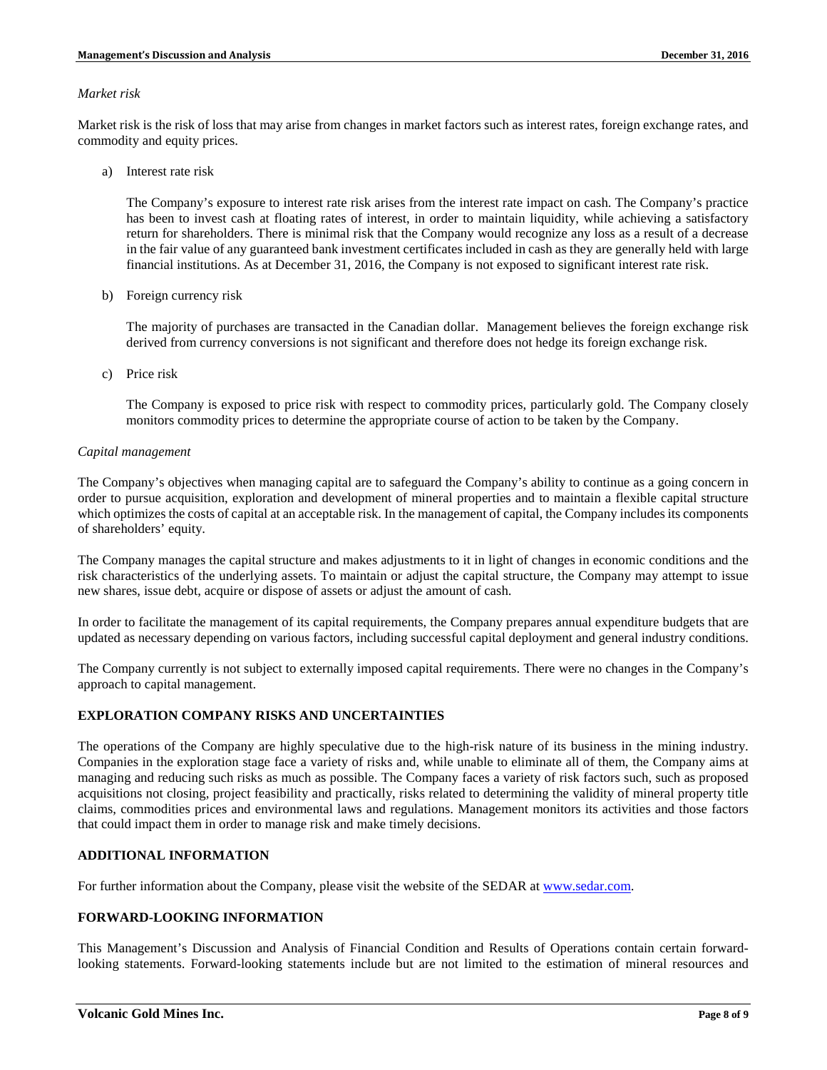*Market risk*

Market risk is the risk of loss that may arise from changes in market factors such as interest rates, foreign exchange rates, and commodity and equity prices.

a) Interest rate risk

   The Company's exposure to interest rate risk arises from the interest rate impact on cash. The Company's practice has been to invest cash at floating rates of interest, in order to maintain liquidity, while achieving a satisfactory return for shareholders. There is minimal risk that the Company would recognize any loss as a result of a decrease in the fair value of any guaranteed bank investment certificates included in cash as they are generally held with large financial institutions. As at December 31, 2016, the Company is not exposed to significant interest rate risk.

b) Foreign currency risk

   The majority of purchases are transacted in the Canadian dollar. Management believes the foreign exchange risk derived from currency conversions is not significant and therefore does not hedge its foreign exchange risk.

c) Price risk

   The Company is exposed to price risk with respect to commodity prices, particularly gold. The Company closely monitors commodity prices to determine the appropriate course of action to be taken by the Company.

*Capital management*

The Company's objectives when managing capital are to safeguard the Company's ability to continue as a going concern in order to pursue acquisition, exploration and development of mineral properties and to maintain a flexible capital structure which optimizes the costs of capital at an acceptable risk. In the management of capital, the Company includes its components of shareholders' equity.

The Company manages the capital structure and makes adjustments to it in light of changes in economic conditions and the risk characteristics of the underlying assets. To maintain or adjust the capital structure, the Company may attempt to issue new shares, issue debt, acquire or dispose of assets or adjust the amount of cash.

In order to facilitate the management of its capital requirements, the Company prepares annual expenditure budgets that are updated as necessary depending on various factors, including successful capital deployment and general industry conditions.

The Company currently is not subject to externally imposed capital requirements. There were no changes in the Company's approach to capital management.

## EXPLORATION COMPANY RISKS AND UNCERTAINTIES

The operations of the Company are highly speculative due to the high-risk nature of its business in the mining industry. Companies in the exploration stage face a variety of risks and, while unable to eliminate all of them, the Company aims at managing and reducing such risks as much as possible. The Company faces a variety of risk factors such, such as proposed acquisitions not closing, project feasibility and practically, risks related to determining the validity of mineral property title claims, commodities prices and environmental laws and regulations. Management monitors its activities and those factors that could impact them in order to manage risk and make timely decisions.

## ADDITIONAL INFORMATION

For further information about the Company, please visit the website of the SEDAR at www.sedar.com.

## FORWARD-LOOKING INFORMATION

This Management's Discussion and Analysis of Financial Condition and Results of Operations contain certain forward-looking statements. Forward-looking statements include but are not limited to the estimation of mineral resources and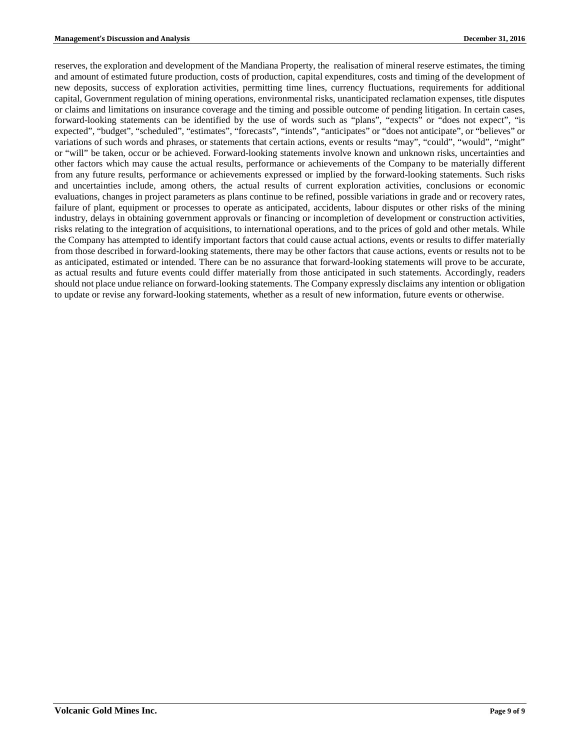reserves, the exploration and development of the Mandiana Property, the realisation of mineral reserve estimates, the timing and amount of estimated future production, costs of production, capital expenditures, costs and timing of the development of new deposits, success of exploration activities, permitting time lines, currency fluctuations, requirements for additional capital, Government regulation of mining operations, environmental risks, unanticipated reclamation expenses, title disputes or claims and limitations on insurance coverage and the timing and possible outcome of pending litigation. In certain cases, forward-looking statements can be identified by the use of words such as "plans", "expects" or "does not expect", "is expected", "budget", "scheduled", "estimates", "forecasts", "intends", "anticipates" or "does not anticipate", or "believes" or variations of such words and phrases, or statements that certain actions, events or results "may", "could", "would", "might" or "will" be taken, occur or be achieved. Forward-looking statements involve known and unknown risks, uncertainties and other factors which may cause the actual results, performance or achievements of the Company to be materially different from any future results, performance or achievements expressed or implied by the forward-looking statements. Such risks and uncertainties include, among others, the actual results of current exploration activities, conclusions or economic evaluations, changes in project parameters as plans continue to be refined, possible variations in grade and or recovery rates, failure of plant, equipment or processes to operate as anticipated, accidents, labour disputes or other risks of the mining industry, delays in obtaining government approvals or financing or incompletion of development or construction activities, risks relating to the integration of acquisitions, to international operations, and to the prices of gold and other metals. While the Company has attempted to identify important factors that could cause actual actions, events or results to differ materially from those described in forward-looking statements, there may be other factors that cause actions, events or results not to be as anticipated, estimated or intended. There can be no assurance that forward-looking statements will prove to be accurate, as actual results and future events could differ materially from those anticipated in such statements. Accordingly, readers should not place undue reliance on forward-looking statements. The Company expressly disclaims any intention or obligation to update or revise any forward-looking statements, whether as a result of new information, future events or otherwise.